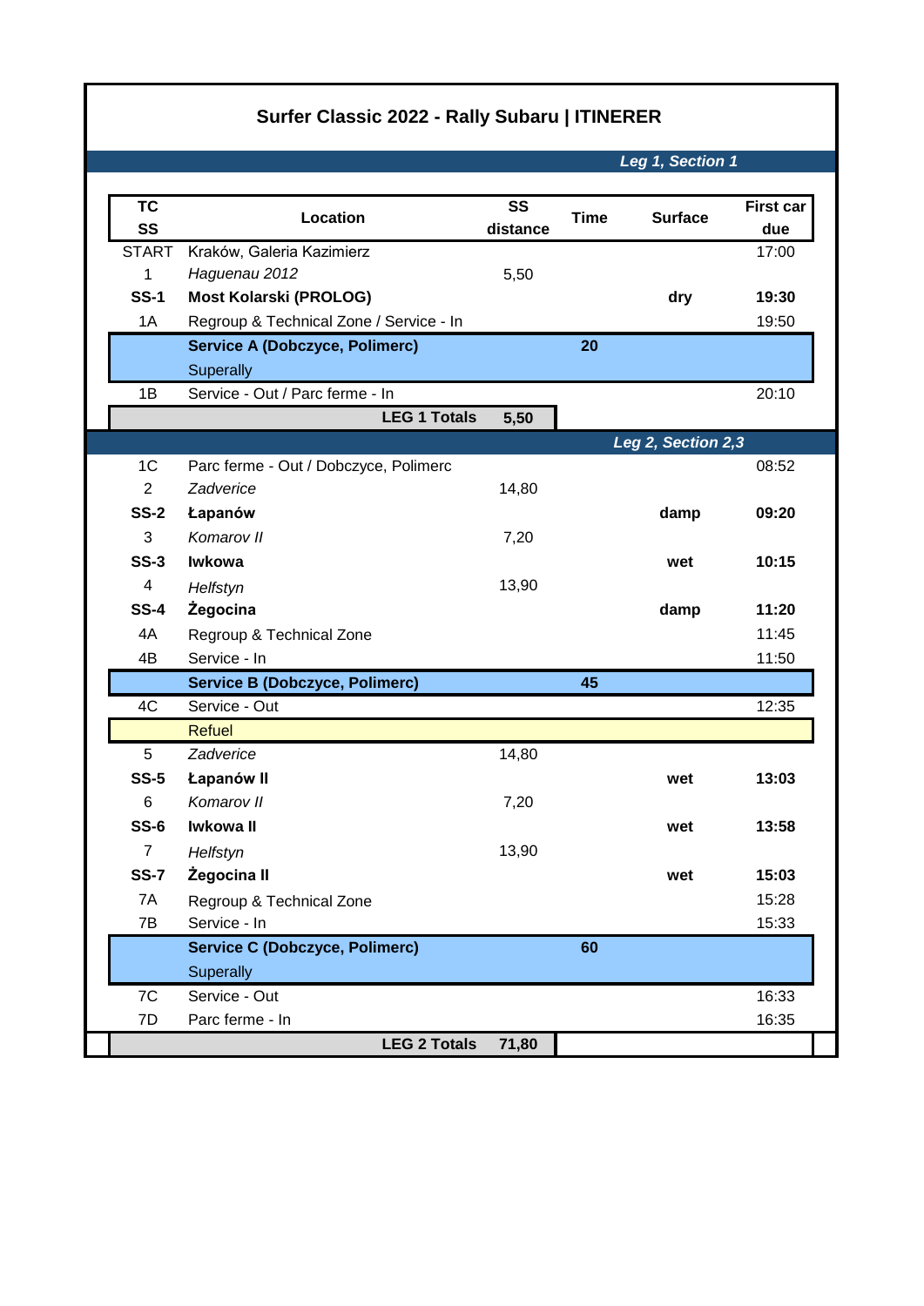# Surfer Classic 2022 - Rally Subaru | ITINERER

***Leg 1, Section 1***

| TC SS | Location | SS distance | Time | Surface | First car due |
|---|---|---|---|---|---|
| START | Kraków, Galeria Kazimierz | | | | 17:00 |
| 1 | *Haguenau 2012* | 5,50 | | | |
| **SS-1** | **Most Kolarski (PROLOG)** | | | **dry** | **19:30** |
| 1A | Regroup & Technical Zone / Service - In | | | | 19:50 |
| | **Service A (Dobczyce, Polimerc)** | | **20** | | |
| | Superally | | | | |
| 1B | Service - Out / Parc ferme - In | | | | 20:10 |
| | **LEG 1 Totals** | **5,50** | | | |

***Leg 2, Section 2,3***

| TC SS | Location | SS distance | Time | Surface | First car due |
|---|---|---|---|---|---|
| 1C | Parc ferme - Out / Dobczyce, Polimerc | | | | 08:52 |
| 2 | *Zadverice* | 14,80 | | | |
| **SS-2** | **Łapanów** | | | **damp** | **09:20** |
| 3 | *Komarov II* | 7,20 | | | |
| **SS-3** | **Iwkowa** | | | **wet** | **10:15** |
| 4 | *Helfstyn* | 13,90 | | | |
| **SS-4** | **Żegocina** | | | **damp** | **11:20** |
| 4A | Regroup & Technical Zone | | | | 11:45 |
| 4B | Service - In | | | | 11:50 |
| | **Service B (Dobczyce, Polimerc)** | | **45** | | |
| 4C | Service - Out | | | | 12:35 |
| | Refuel | | | | |
| 5 | *Zadverice* | 14,80 | | | |
| **SS-5** | **Łapanów II** | | | **wet** | **13:03** |
| 6 | *Komarov II* | 7,20 | | | |
| **SS-6** | **Iwkowa II** | | | **wet** | **13:58** |
| 7 | *Helfstyn* | 13,90 | | | |
| **SS-7** | **Żegocina II** | | | **wet** | **15:03** |
| 7A | Regroup & Technical Zone | | | | 15:28 |
| 7B | Service - In | | | | 15:33 |
| | **Service C (Dobczyce, Polimerc)** | | **60** | | |
| | Superally | | | | |
| 7C | Service - Out | | | | 16:33 |
| 7D | Parc ferme - In | | | | 16:35 |
| | **LEG 2 Totals** | **71,80** | | | |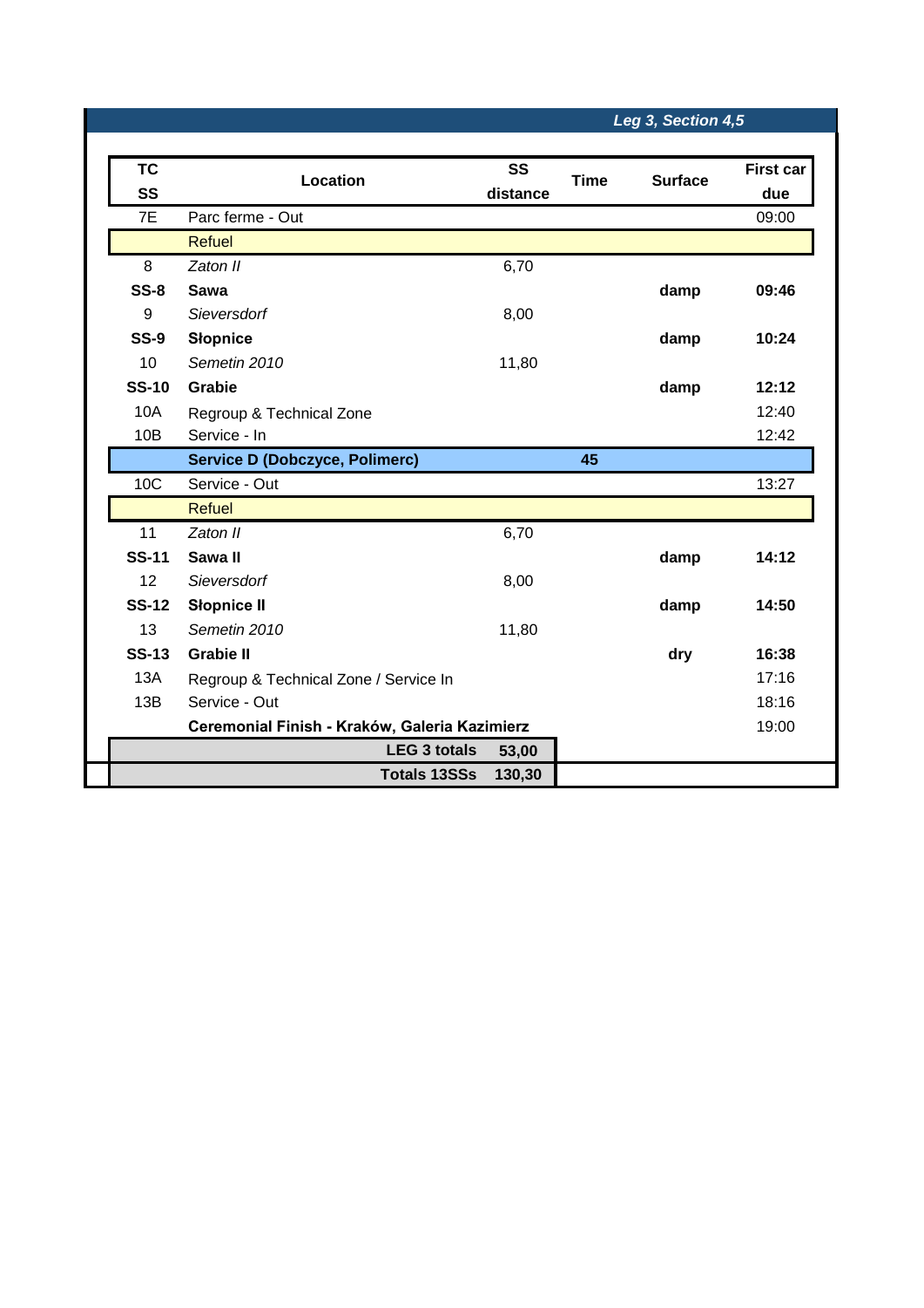***Leg 3, Section 4,5***

| TC SS | Location | SS distance | Time | Surface | First car due |
|---|---|---|---|---|---|
| 7E | Parc ferme - Out | | | | 09:00 |
| | Refuel | | | | |
| 8 | *Zaton II* | 6,70 | | | |
| **SS-8** | **Sawa** | | | **damp** | **09:46** |
| 9 | *Sieversdorf* | 8,00 | | | |
| **SS-9** | **Słopnice** | | | **damp** | **10:24** |
| 10 | *Semetin 2010* | 11,80 | | | |
| **SS-10** | **Grabie** | | | **damp** | **12:12** |
| 10A | Regroup & Technical Zone | | | | 12:40 |
| 10B | Service - In | | | | 12:42 |
| | **Service D (Dobczyce, Polimerc)** | | **45** | | |
| 10C | Service - Out | | | | 13:27 |
| | Refuel | | | | |
| 11 | *Zaton II* | 6,70 | | | |
| **SS-11** | **Sawa II** | | | **damp** | **14:12** |
| 12 | *Sieversdorf* | 8,00 | | | |
| **SS-12** | **Słopnice II** | | | **damp** | **14:50** |
| 13 | *Semetin 2010* | 11,80 | | | |
| **SS-13** | **Grabie II** | | | **dry** | **16:38** |
| 13A | Regroup & Technical Zone / Service In | | | | 17:16 |
| 13B | Service - Out | | | | 18:16 |
| | **Ceremonial Finish - Kraków, Galeria Kazimierz** | | | | 19:00 |
| | **LEG 3 totals** | **53,00** | | | |
| | **Totals 13SSs** | **130,30** | | | |